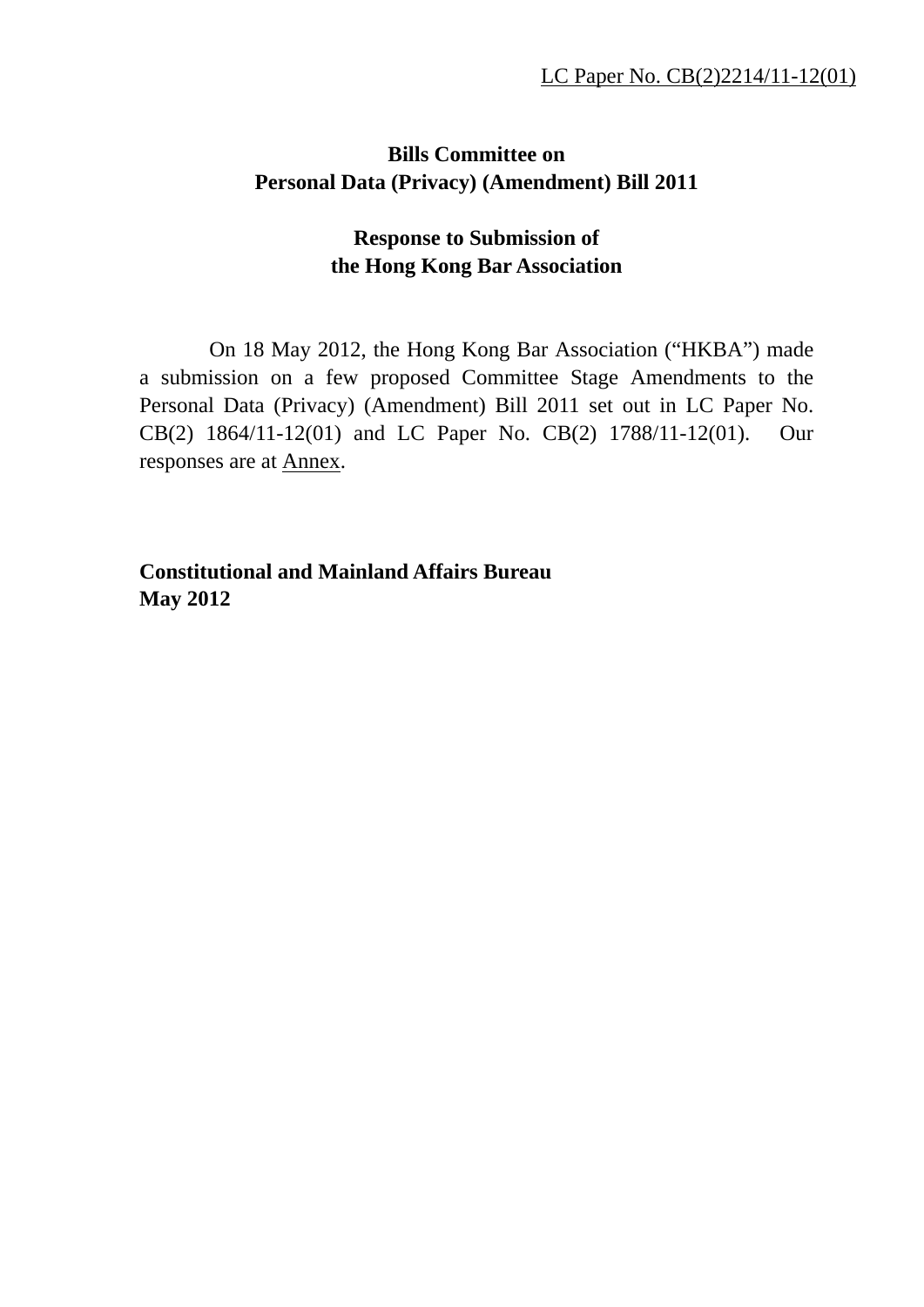LC Paper No. CB(2)2214/11-12(01)

**Bills Committee on**
**Personal Data (Privacy) (Amendment) Bill 2011**

**Response to Submission of**
**the Hong Kong Bar Association**

On 18 May 2012, the Hong Kong Bar Association ("HKBA") made a submission on a few proposed Committee Stage Amendments to the Personal Data (Privacy) (Amendment) Bill 2011 set out in LC Paper No. CB(2) 1864/11-12(01) and LC Paper No. CB(2) 1788/11-12(01). Our responses are at Annex.

**Constitutional and Mainland Affairs Bureau**
**May 2012**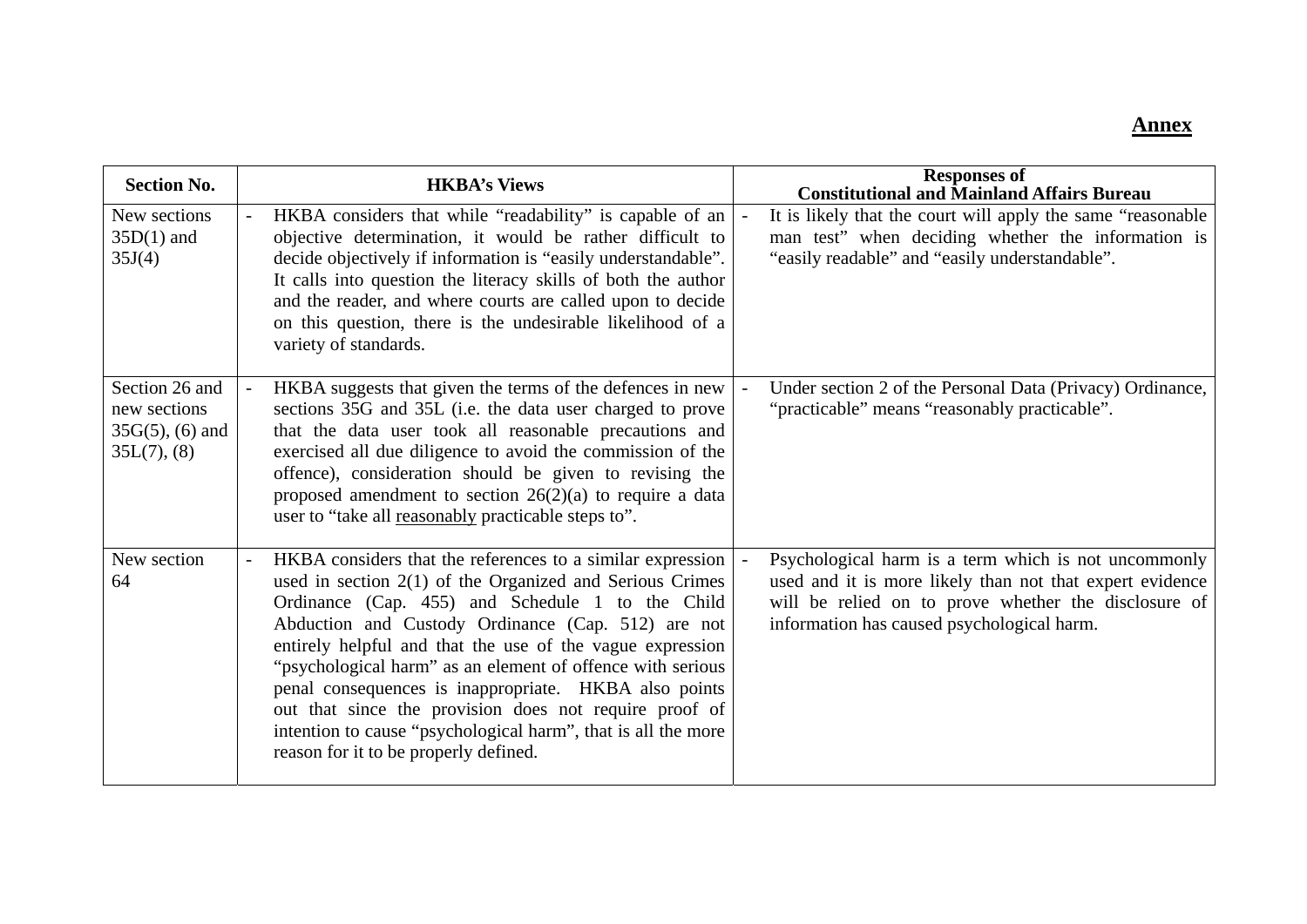**Annex**

| Section No. | HKBA's Views | Responses of Constitutional and Mainland Affairs Bureau |
|---|---|---|
| New sections 35D(1) and 35J(4) | - HKBA considers that while "readability" is capable of an objective determination, it would be rather difficult to decide objectively if information is "easily understandable". It calls into question the literacy skills of both the author and the reader, and where courts are called upon to decide on this question, there is the undesirable likelihood of a variety of standards. | - It is likely that the court will apply the same "reasonable man test" when deciding whether the information is "easily readable" and "easily understandable". |
| Section 26 and new sections 35G(5), (6) and 35L(7), (8) | - HKBA suggests that given the terms of the defences in new sections 35G and 35L (i.e. the data user charged to prove that the data user took all reasonable precautions and exercised all due diligence to avoid the commission of the offence), consideration should be given to revising the proposed amendment to section 26(2)(a) to require a data user to "take all <u>reasonably</u> practicable steps to". | - Under section 2 of the Personal Data (Privacy) Ordinance, "practicable" means "reasonably practicable". |
| New section 64 | - HKBA considers that the references to a similar expression used in section 2(1) of the Organized and Serious Crimes Ordinance (Cap. 455) and Schedule 1 to the Child Abduction and Custody Ordinance (Cap. 512) are not entirely helpful and that the use of the vague expression "psychological harm" as an element of offence with serious penal consequences is inappropriate. HKBA also points out that since the provision does not require proof of intention to cause "psychological harm", that is all the more reason for it to be properly defined. | - Psychological harm is a term which is not uncommonly used and it is more likely than not that expert evidence will be relied on to prove whether the disclosure of information has caused psychological harm. |